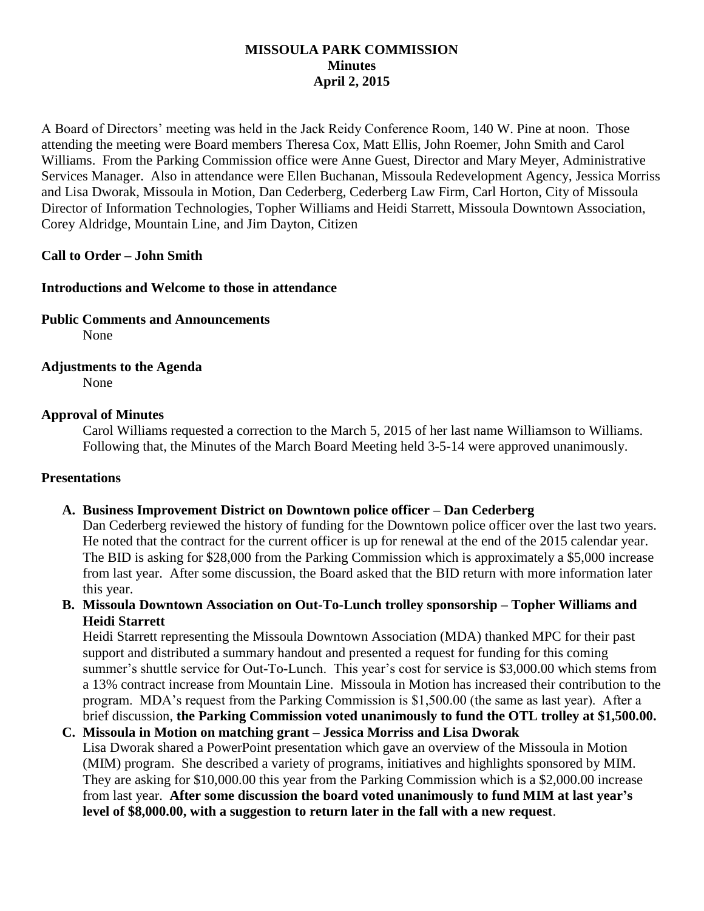# MISSOULA PARK COMMISSION
## Minutes
## April 2, 2015

A Board of Directors' meeting was held in the Jack Reidy Conference Room, 140 W. Pine at noon. Those attending the meeting were Board members Theresa Cox, Matt Ellis, John Roemer, John Smith and Carol Williams. From the Parking Commission office were Anne Guest, Director and Mary Meyer, Administrative Services Manager. Also in attendance were Ellen Buchanan, Missoula Redevelopment Agency, Jessica Morriss and Lisa Dworak, Missoula in Motion, Dan Cederberg, Cederberg Law Firm, Carl Horton, City of Missoula Director of Information Technologies, Topher Williams and Heidi Starrett, Missoula Downtown Association, Corey Aldridge, Mountain Line, and Jim Dayton, Citizen

**Call to Order – John Smith**

**Introductions and Welcome to those in attendance**

**Public Comments and Announcements**

None

**Adjustments to the Agenda**

None

**Approval of Minutes**

Carol Williams requested a correction to the March 5, 2015 of her last name Williamson to Williams. Following that, the Minutes of the March Board Meeting held 3-5-14 were approved unanimously.

**Presentations**

**A. Business Improvement District on Downtown police officer – Dan Cederberg**

Dan Cederberg reviewed the history of funding for the Downtown police officer over the last two years. He noted that the contract for the current officer is up for renewal at the end of the 2015 calendar year. The BID is asking for $28,000 from the Parking Commission which is approximately a $5,000 increase from last year. After some discussion, the Board asked that the BID return with more information later this year.

**B. Missoula Downtown Association on Out-To-Lunch trolley sponsorship – Topher Williams and Heidi Starrett**

Heidi Starrett representing the Missoula Downtown Association (MDA) thanked MPC for their past support and distributed a summary handout and presented a request for funding for this coming summer's shuttle service for Out-To-Lunch. This year's cost for service is $3,000.00 which stems from a 13% contract increase from Mountain Line. Missoula in Motion has increased their contribution to the program. MDA's request from the Parking Commission is $1,500.00 (the same as last year). After a brief discussion, **the Parking Commission voted unanimously to fund the OTL trolley at $1,500.00.**

**C. Missoula in Motion on matching grant – Jessica Morriss and Lisa Dworak**

Lisa Dworak shared a PowerPoint presentation which gave an overview of the Missoula in Motion (MIM) program. She described a variety of programs, initiatives and highlights sponsored by MIM. They are asking for $10,000.00 this year from the Parking Commission which is a $2,000.00 increase from last year. **After some discussion the board voted unanimously to fund MIM at last year's level of $8,000.00, with a suggestion to return later in the fall with a new request**.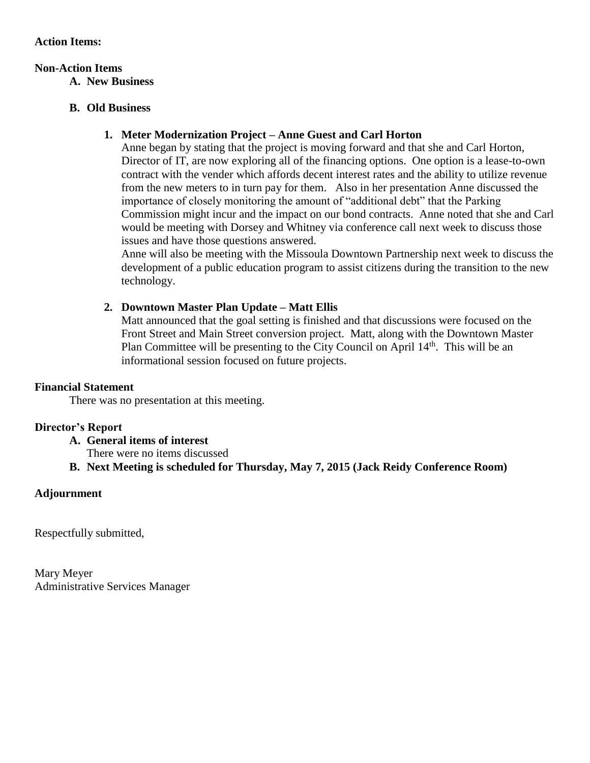**Action Items:**

**Non-Action Items**

**A. New Business**

**B. Old Business**

**1. Meter Modernization Project – Anne Guest and Carl Horton**

Anne began by stating that the project is moving forward and that she and Carl Horton, Director of IT, are now exploring all of the financing options. One option is a lease-to-own contract with the vender which affords decent interest rates and the ability to utilize revenue from the new meters to in turn pay for them. Also in her presentation Anne discussed the importance of closely monitoring the amount of "additional debt" that the Parking Commission might incur and the impact on our bond contracts. Anne noted that she and Carl would be meeting with Dorsey and Whitney via conference call next week to discuss those issues and have those questions answered.

Anne will also be meeting with the Missoula Downtown Partnership next week to discuss the development of a public education program to assist citizens during the transition to the new technology.

**2. Downtown Master Plan Update – Matt Ellis**

Matt announced that the goal setting is finished and that discussions were focused on the Front Street and Main Street conversion project. Matt, along with the Downtown Master Plan Committee will be presenting to the City Council on April 14th. This will be an informational session focused on future projects.

**Financial Statement**

There was no presentation at this meeting.

**Director's Report**

**A. General items of interest**

There were no items discussed

**B. Next Meeting is scheduled for Thursday, May 7, 2015 (Jack Reidy Conference Room)**

**Adjournment**

Respectfully submitted,

Mary Meyer
Administrative Services Manager